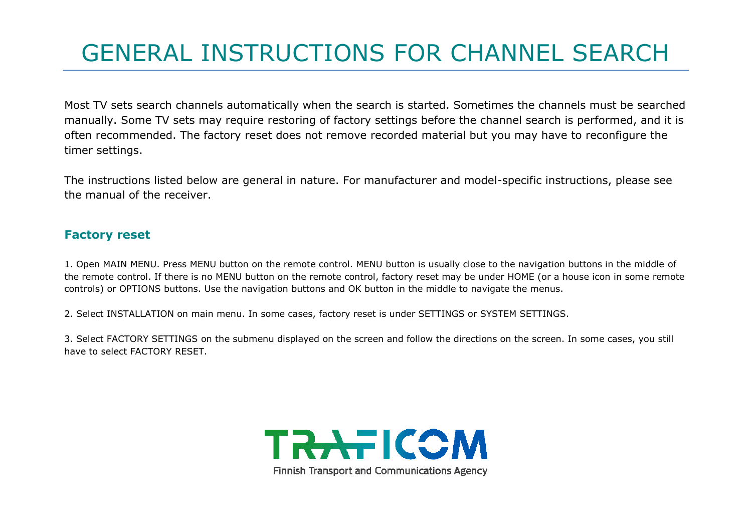# GENERAL INSTRUCTIONS FOR CHANNEL SEARCH

Most TV sets search channels automatically when the search is started. Sometimes the channels must be searched manually. Some TV sets may require restoring of factory settings before the channel search is performed, and it is often recommended. The factory reset does not remove recorded material but you may have to reconfigure the timer settings.

The instructions listed below are general in nature. For manufacturer and model-specific instructions, please see the manual of the receiver.

## Factory reset

1. Open MAIN MENU. Press MENU button on the remote control. MENU button is usually close to the navigation buttons in the middle of the remote control. If there is no MENU button on the remote control, factory reset may be under HOME (or a house icon in some remote controls) or OPTIONS buttons. Use the navigation buttons and OK button in the middle to navigate the menus.

2. Select INSTALLATION on main menu. In some cases, factory reset is under SETTINGS or SYSTEM SETTINGS.

3. Select FACTORY SETTINGS on the submenu displayed on the screen and follow the directions on the screen. In some cases, you still have to select FACTORY RESET.

TRAFICOM

Finnish Transport and Communications Agency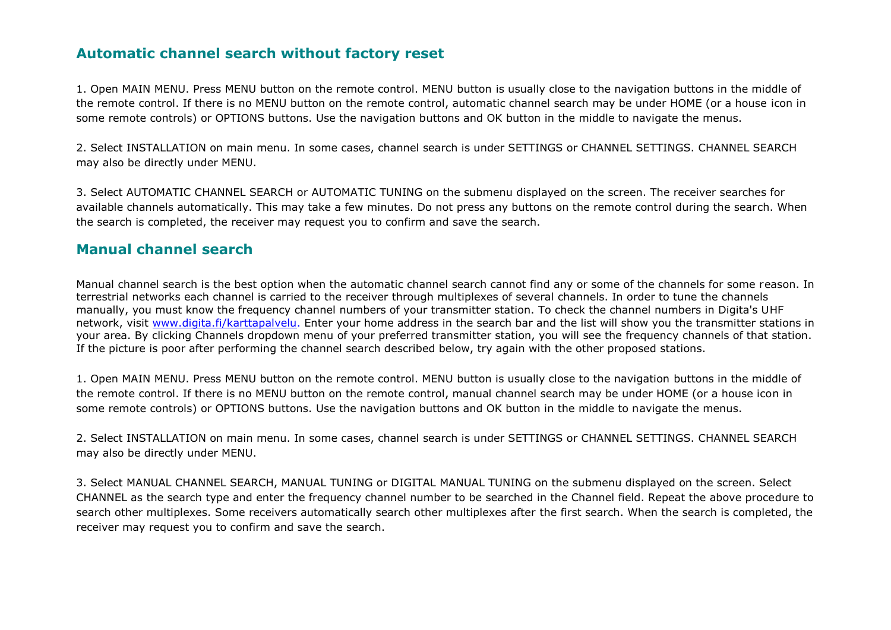## Automatic channel search without factory reset

1. Open MAIN MENU. Press MENU button on the remote control. MENU button is usually close to the navigation buttons in the middle of the remote control. If there is no MENU button on the remote control, automatic channel search may be under HOME (or a house icon in some remote controls) or OPTIONS buttons. Use the navigation buttons and OK button in the middle to navigate the menus.

2. Select INSTALLATION on main menu. In some cases, channel search is under SETTINGS or CHANNEL SETTINGS. CHANNEL SEARCH may also be directly under MENU.

3. Select AUTOMATIC CHANNEL SEARCH or AUTOMATIC TUNING on the submenu displayed on the screen. The receiver searches for available channels automatically. This may take a few minutes. Do not press any buttons on the remote control during the search. When the search is completed, the receiver may request you to confirm and save the search.

## Manual channel search

Manual channel search is the best option when the automatic channel search cannot find any or some of the channels for some reason. In terrestrial networks each channel is carried to the receiver through multiplexes of several channels. In order to tune the channels manually, you must know the frequency channel numbers of your transmitter station. To check the channel numbers in Digita's UHF network, visit [www.digita.fi/karttapalvelu](http://www.digita.fi/karttapalvelu). Enter your home address in the search bar and the list will show you the transmitter stations in your area. By clicking Channels dropdown menu of your preferred transmitter station, you will see the frequency channels of that station. If the picture is poor after performing the channel search described below, try again with the other proposed stations.

1. Open MAIN MENU. Press MENU button on the remote control. MENU button is usually close to the navigation buttons in the middle of the remote control. If there is no MENU button on the remote control, manual channel search may be under HOME (or a house icon in some remote controls) or OPTIONS buttons. Use the navigation buttons and OK button in the middle to navigate the menus.

2. Select INSTALLATION on main menu. In some cases, channel search is under SETTINGS or CHANNEL SETTINGS. CHANNEL SEARCH may also be directly under MENU.

3. Select MANUAL CHANNEL SEARCH, MANUAL TUNING or DIGITAL MANUAL TUNING on the submenu displayed on the screen. Select CHANNEL as the search type and enter the frequency channel number to be searched in the Channel field. Repeat the above procedure to search other multiplexes. Some receivers automatically search other multiplexes after the first search. When the search is completed, the receiver may request you to confirm and save the search.